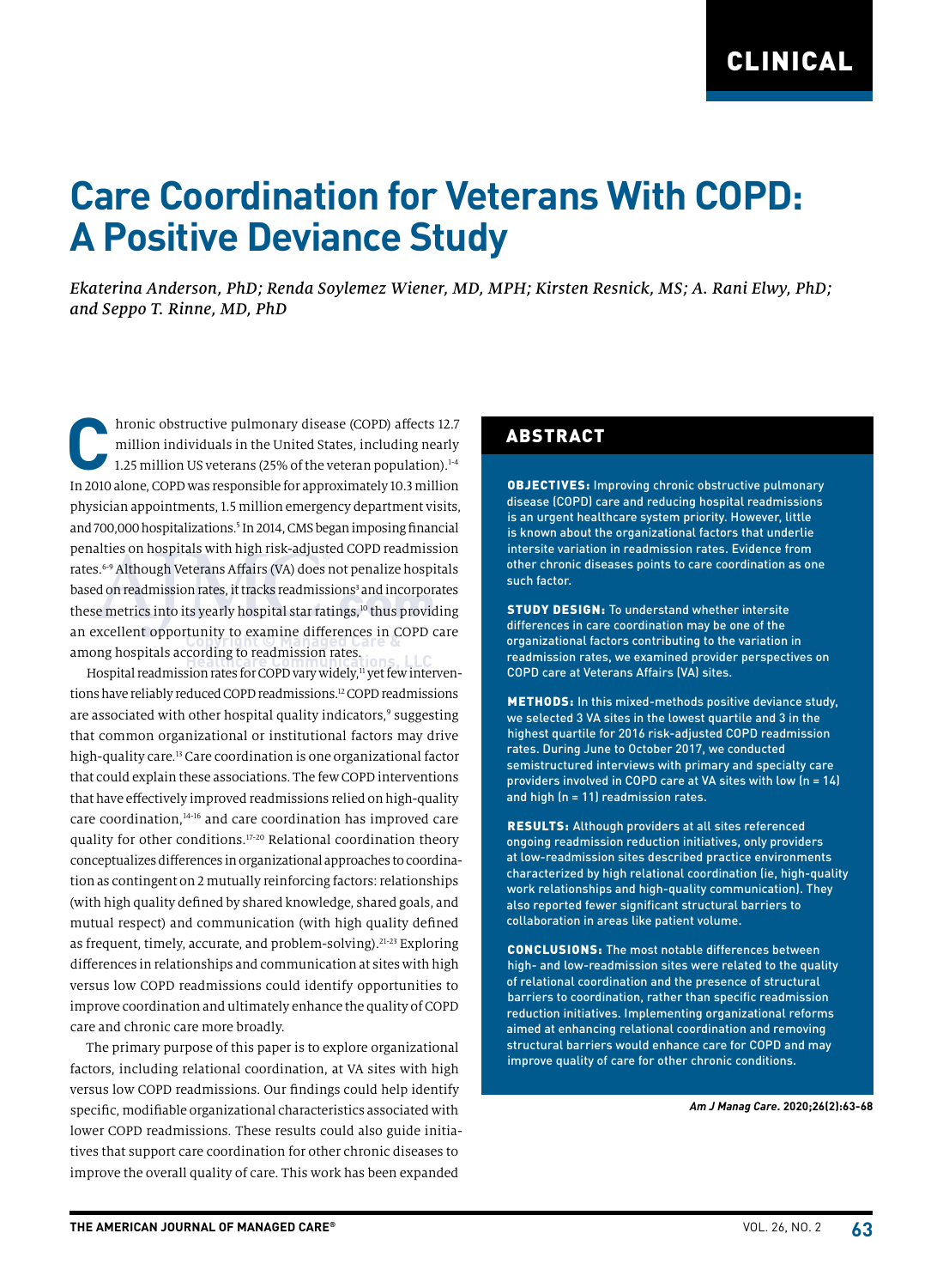CLINICAL

# Care Coordination for Veterans With COPD: A Positive Deviance Study

*Ekaterina Anderson, PhD; Renda Soylemez Wiener, MD, MPH; Kirsten Resnick, MS; A. Rani Elwy, PhD; and Seppo T. Rinne, MD, PhD*

## ABSTRACT

**OBJECTIVES:** Improving chronic obstructive pulmonary disease (COPD) care and reducing hospital readmissions is an urgent healthcare system priority. However, little is known about the organizational factors that underlie intersite variation in readmission rates. Evidence from other chronic diseases points to care coordination as one such factor.

**STUDY DESIGN:** To understand whether intersite differences in care coordination may be one of the organizational factors contributing to the variation in readmission rates, we examined provider perspectives on COPD care at Veterans Affairs (VA) sites.

**METHODS:** In this mixed-methods positive deviance study, we selected 3 VA sites in the lowest quartile and 3 in the highest quartile for 2016 risk-adjusted COPD readmission rates. During June to October 2017, we conducted semistructured interviews with primary and specialty care providers involved in COPD care at VA sites with low (n = 14) and high (n = 11) readmission rates.

**RESULTS:** Although providers at all sites referenced ongoing readmission reduction initiatives, only providers at low-readmission sites described practice environments characterized by high relational coordination (ie, high-quality work relationships and high-quality communication). They also reported fewer significant structural barriers to collaboration in areas like patient volume.

**CONCLUSIONS:** The most notable differences between high- and low-readmission sites were related to the quality of relational coordination and the presence of structural barriers to coordination, rather than specific readmission reduction initiatives. Implementing organizational reforms aimed at enhancing relational coordination and removing structural barriers would enhance care for COPD and may improve quality of care for other chronic conditions.

*Am J Manag Care.* 2020;26(2):63-68

Chronic obstructive pulmonary disease (COPD) affects 12.7 million individuals in the United States, including nearly 1.25 million US veterans (25% of the veteran population).[1-4] In 2010 alone, COPD was responsible for approximately 10.3 million physician appointments, 1.5 million emergency department visits, and 700,000 hospitalizations.[5] In 2014, CMS began imposing financial penalties on hospitals with high risk-adjusted COPD readmission rates.[6-9] Although Veterans Affairs (VA) does not penalize hospitals based on readmission rates, it tracks readmissions[3] and incorporates these metrics into its yearly hospital star ratings,[10] thus providing an excellent opportunity to examine differences in COPD care among hospitals according to readmission rates.

Hospital readmission rates for COPD vary widely,[11] yet few interventions have reliably reduced COPD readmissions.[12] COPD readmissions are associated with other hospital quality indicators,[9] suggesting that common organizational or institutional factors may drive high-quality care.[13] Care coordination is one organizational factor that could explain these associations. The few COPD interventions that have effectively improved readmissions relied on high-quality care coordination,[14-16] and care coordination has improved care quality for other conditions.[17-20] Relational coordination theory conceptualizes differences in organizational approaches to coordination as contingent on 2 mutually reinforcing factors: relationships (with high quality defined by shared knowledge, shared goals, and mutual respect) and communication (with high quality defined as frequent, timely, accurate, and problem-solving).[21-23] Exploring differences in relationships and communication at sites with high versus low COPD readmissions could identify opportunities to improve coordination and ultimately enhance the quality of COPD care and chronic care more broadly.

The primary purpose of this paper is to explore organizational factors, including relational coordination, at VA sites with high versus low COPD readmissions. Our findings could help identify specific, modifiable organizational characteristics associated with lower COPD readmissions. These results could also guide initiatives that support care coordination for other chronic diseases to improve the overall quality of care. This work has been expanded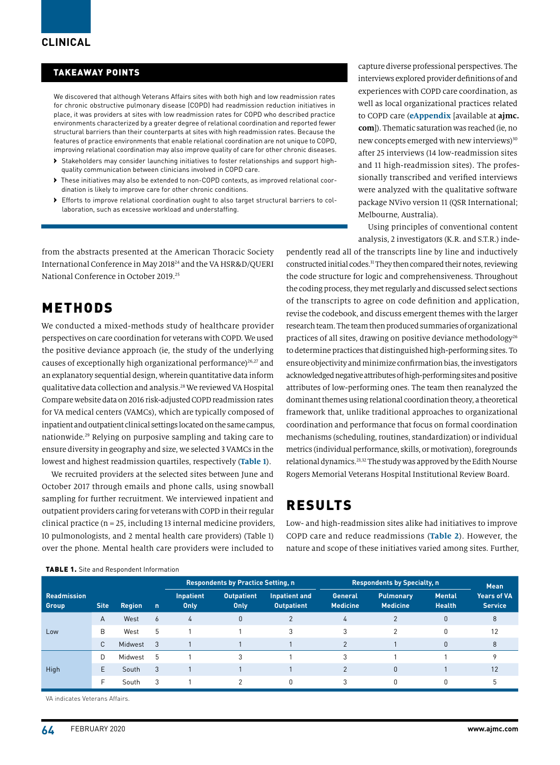### TAKEAWAY POINTS

We discovered that although Veterans Affairs sites with both high and low readmission rates for chronic obstructive pulmonary disease (COPD) had readmission reduction initiatives in place, it was providers at sites with low readmission rates for COPD who described practice environments characterized by a greater degree of relational coordination and reported fewer structural barriers than their counterparts at sites with high readmission rates. Because the features of practice environments that enable relational coordination are not unique to COPD, improving relational coordination may also improve quality of care for other chronic diseases.

- Stakeholders may consider launching initiatives to foster relationships and support high-quality communication between clinicians involved in COPD care.
- These initiatives may also be extended to non-COPD contexts, as improved relational coordination is likely to improve care for other chronic conditions.
- Efforts to improve relational coordination ought to also target structural barriers to collaboration, such as excessive workload and understaffing.

from the abstracts presented at the American Thoracic Society International Conference in May 2018[24] and the VA HSR&D/QUERI National Conference in October 2019.[25]

## METHODS

We conducted a mixed-methods study of healthcare provider perspectives on care coordination for veterans with COPD. We used the positive deviance approach (ie, the study of the underlying causes of exceptionally high organizational performance)[26,27] and an explanatory sequential design, wherein quantitative data inform qualitative data collection and analysis.[28] We reviewed VA Hospital Compare website data on 2016 risk-adjusted COPD readmission rates for VA medical centers (VAMCs), which are typically composed of inpatient and outpatient clinical settings located on the same campus, nationwide.[29] Relying on purposive sampling and taking care to ensure diversity in geography and size, we selected 3 VAMCs in the lowest and highest readmission quartiles, respectively (**Table 1**).

We recruited providers at the selected sites between June and October 2017 through emails and phone calls, using snowball sampling for further recruitment. We interviewed inpatient and outpatient providers caring for veterans with COPD in their regular clinical practice (n = 25, including 13 internal medicine providers, 10 pulmonologists, and 2 mental health care providers) (Table 1) over the phone. Mental health care providers were included to capture diverse professional perspectives. The interviews explored provider definitions of and experiences with COPD care coordination, as well as local organizational practices related to COPD care (**eAppendix** [available at **ajmc.com**]). Thematic saturation was reached (ie, no new concepts emerged with new interviews)[30] after 25 interviews (14 low-readmission sites and 11 high-readmission sites). The professionally transcribed and verified interviews were analyzed with the qualitative software package NVivo version 11 (QSR International; Melbourne, Australia).

Using principles of conventional content analysis, 2 investigators (K.R. and S.T.R.) independently read all of the transcripts line by line and inductively constructed initial codes.[31] They then compared their notes, reviewing the code structure for logic and comprehensiveness. Throughout the coding process, they met regularly and discussed select sections of the transcripts to agree on code definition and application, revise the codebook, and discuss emergent themes with the larger research team. The team then produced summaries of organizational practices of all sites, drawing on positive deviance methodology[26] to determine practices that distinguished high-performing sites. To ensure objectivity and minimize confirmation bias, the investigators acknowledged negative attributes of high-performing sites and positive attributes of low-performing ones. The team then reanalyzed the dominant themes using relational coordination theory, a theoretical framework that, unlike traditional approaches to organizational coordination and performance that focus on formal coordination mechanisms (scheduling, routines, standardization) or individual metrics (individual performance, skills, or motivation), foregrounds relational dynamics.[23,32] The study was approved by the Edith Nourse Rogers Memorial Veterans Hospital Institutional Review Board.

## RESULTS

Low- and high-readmission sites alike had initiatives to improve COPD care and reduce readmissions (**Table 2**). However, the nature and scope of these initiatives varied among sites. Further,

**TABLE 1.** Site and Respondent Information

| Readmission Group | Site | Region | n | Respondents by Practice Setting, n | | | Respondents by Specialty, n | | | Mean Years of VA Service |
|---|---|---|---|---|---|---|---|---|---|---|
| | | | | Inpatient Only | Outpatient Only | Inpatient and Outpatient | General Medicine | Pulmonary Medicine | Mental Health | |
| Low | A | West | 6 | 4 | 0 | 2 | 4 | 2 | 0 | 8 |
| | B | West | 5 | 1 | 1 | 3 | 3 | 2 | 0 | 12 |
| | C | Midwest | 3 | 1 | 1 | 1 | 2 | 1 | 0 | 8 |
| High | D | Midwest | 5 | 1 | 3 | 1 | 3 | 1 | 1 | 9 |
| | E | South | 3 | 1 | 1 | 1 | 2 | 0 | 1 | 12 |
| | F | South | 3 | 1 | 2 | 0 | 3 | 0 | 0 | 5 |

VA indicates Veterans Affairs.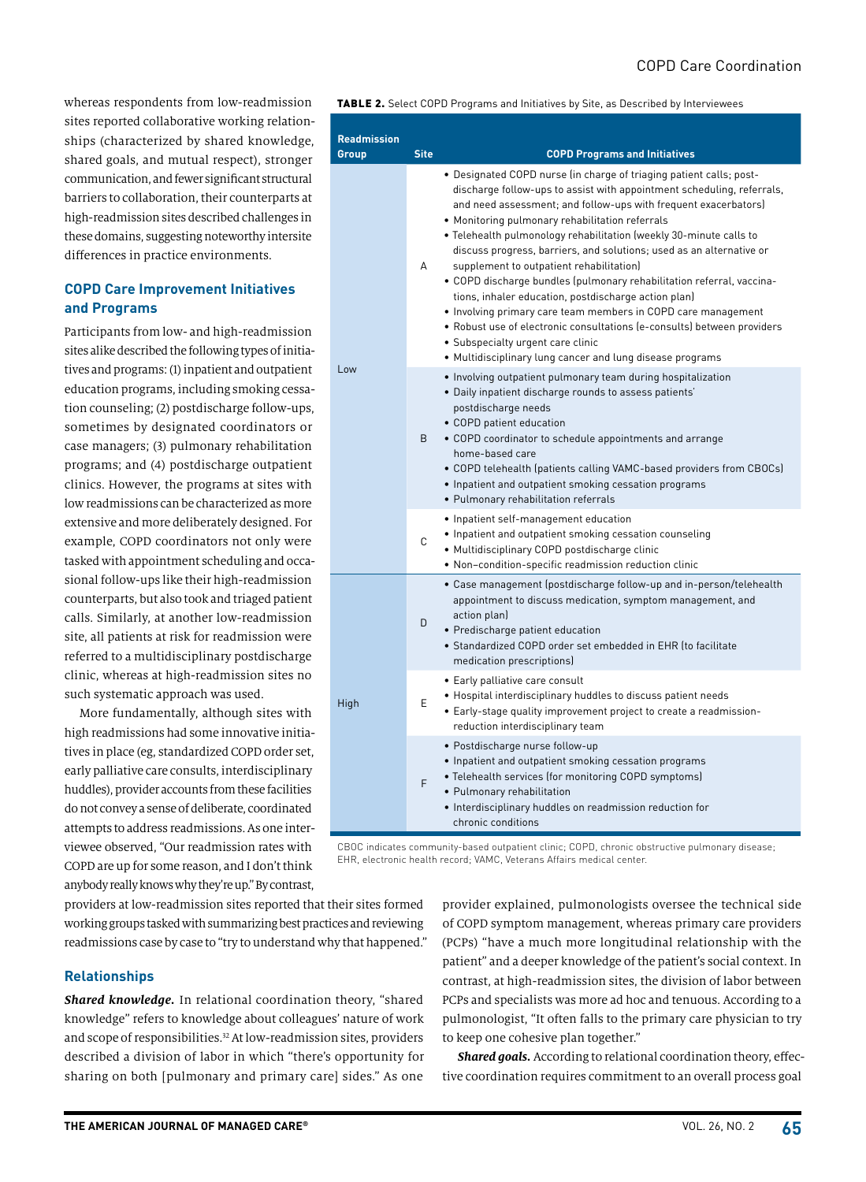whereas respondents from low-readmission sites reported collaborative working relationships (characterized by shared knowledge, shared goals, and mutual respect), stronger communication, and fewer significant structural barriers to collaboration, their counterparts at high-readmission sites described challenges in these domains, suggesting noteworthy intersite differences in practice environments.

### COPD Care Improvement Initiatives and Programs

Participants from low- and high-readmission sites alike described the following types of initiatives and programs: (1) inpatient and outpatient education programs, including smoking cessation counseling; (2) postdischarge follow-ups, sometimes by designated coordinators or case managers; (3) pulmonary rehabilitation programs; and (4) postdischarge outpatient clinics. However, the programs at sites with low readmissions can be characterized as more extensive and more deliberately designed. For example, COPD coordinators not only were tasked with appointment scheduling and occasional follow-ups like their high-readmission counterparts, but also took and triaged patient calls. Similarly, at another low-readmission site, all patients at risk for readmission were referred to a multidisciplinary postdischarge clinic, whereas at high-readmission sites no such systematic approach was used.

More fundamentally, although sites with high readmissions had some innovative initiatives in place (eg, standardized COPD order set, early palliative care consults, interdisciplinary huddles), provider accounts from these facilities do not convey a sense of deliberate, coordinated attempts to address readmissions. As one interviewee observed, "Our readmission rates with COPD are up for some reason, and I don't think anybody really knows why they're up." By contrast, providers at low-readmission sites reported that their sites formed working groups tasked with summarizing best practices and reviewing readmissions case by case to "try to understand why that happened."

**TABLE 2.** Select COPD Programs and Initiatives by Site, as Described by Interviewees

| Readmission Group | Site | COPD Programs and Initiatives |
|---|---|---|
| Low | A | • Designated COPD nurse (in charge of triaging patient calls; post-discharge follow-ups to assist with appointment scheduling, referrals, and need assessment; and follow-ups with frequent exacerbators)<br>• Monitoring pulmonary rehabilitation referrals<br>• Telehealth pulmonology rehabilitation (weekly 30-minute calls to discuss progress, barriers, and solutions; used as an alternative or supplement to outpatient rehabilitation)<br>• COPD discharge bundles (pulmonary rehabilitation referral, vaccinations, inhaler education, postdischarge action plan)<br>• Involving primary care team members in COPD care management<br>• Robust use of electronic consultations (e-consults) between providers<br>• Subspecialty urgent care clinic<br>• Multidisciplinary lung cancer and lung disease programs |
| | B | • Involving outpatient pulmonary team during hospitalization<br>• Daily inpatient discharge rounds to assess patients' postdischarge needs<br>• COPD patient education<br>• COPD coordinator to schedule appointments and arrange home-based care<br>• COPD telehealth (patients calling VAMC-based providers from CBOCs)<br>• Inpatient and outpatient smoking cessation programs<br>• Pulmonary rehabilitation referrals |
| | C | • Inpatient self-management education<br>• Inpatient and outpatient smoking cessation counseling<br>• Multidisciplinary COPD postdischarge clinic<br>• Non–condition-specific readmission reduction clinic |
| High | D | • Case management (postdischarge follow-up and in-person/telehealth appointment to discuss medication, symptom management, and action plan)<br>• Predischarge patient education<br>• Standardized COPD order set embedded in EHR (to facilitate medication prescriptions) |
| | E | • Early palliative care consult<br>• Hospital interdisciplinary huddles to discuss patient needs<br>• Early-stage quality improvement project to create a readmission-reduction interdisciplinary team |
| | F | • Postdischarge nurse follow-up<br>• Inpatient and outpatient smoking cessation programs<br>• Telehealth services (for monitoring COPD symptoms)<br>• Pulmonary rehabilitation<br>• Interdisciplinary huddles on readmission reduction for chronic conditions |

CBOC indicates community-based outpatient clinic; COPD, chronic obstructive pulmonary disease; EHR, electronic health record; VAMC, Veterans Affairs medical center.

### Relationships

***Shared knowledge.*** In relational coordination theory, "shared knowledge" refers to knowledge about colleagues' nature of work and scope of responsibilities.[32] At low-readmission sites, providers described a division of labor in which "there's opportunity for sharing on both [pulmonary and primary care] sides." As one provider explained, pulmonologists oversee the technical side of COPD symptom management, whereas primary care providers (PCPs) "have a much more longitudinal relationship with the patient" and a deeper knowledge of the patient's social context. In contrast, at high-readmission sites, the division of labor between PCPs and specialists was more ad hoc and tenuous. According to a pulmonologist, "It often falls to the primary care physician to try to keep one cohesive plan together."

***Shared goals.*** According to relational coordination theory, effective coordination requires commitment to an overall process goal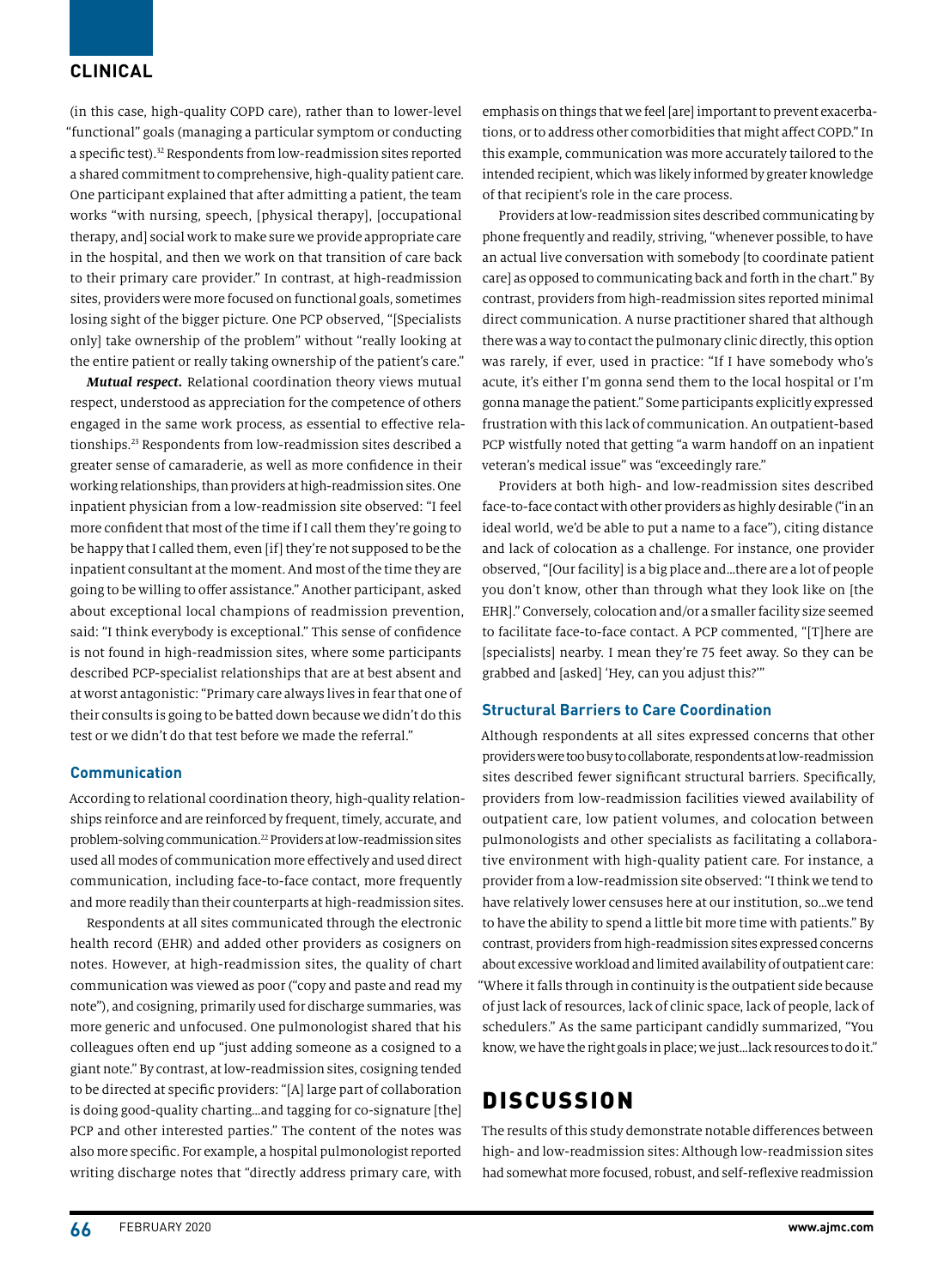(in this case, high-quality COPD care), rather than to lower-level "functional" goals (managing a particular symptom or conducting a specific test).[32] Respondents from low-readmission sites reported a shared commitment to comprehensive, high-quality patient care. One participant explained that after admitting a patient, the team works "with nursing, speech, [physical therapy], [occupational therapy, and] social work to make sure we provide appropriate care in the hospital, and then we work on that transition of care back to their primary care provider." In contrast, at high-readmission sites, providers were more focused on functional goals, sometimes losing sight of the bigger picture. One PCP observed, "[Specialists only] take ownership of the problem" without "really looking at the entire patient or really taking ownership of the patient's care."

***Mutual respect.*** Relational coordination theory views mutual respect, understood as appreciation for the competence of others engaged in the same work process, as essential to effective relationships.[23] Respondents from low-readmission sites described a greater sense of camaraderie, as well as more confidence in their working relationships, than providers at high-readmission sites. One inpatient physician from a low-readmission site observed: "I feel more confident that most of the time if I call them they're going to be happy that I called them, even [if] they're not supposed to be the inpatient consultant at the moment. And most of the time they are going to be willing to offer assistance." Another participant, asked about exceptional local champions of readmission prevention, said: "I think everybody is exceptional." This sense of confidence is not found in high-readmission sites, where some participants described PCP-specialist relationships that are at best absent and at worst antagonistic: "Primary care always lives in fear that one of their consults is going to be batted down because we didn't do this test or we didn't do that test before we made the referral."

### Communication

According to relational coordination theory, high-quality relationships reinforce and are reinforced by frequent, timely, accurate, and problem-solving communication.[22] Providers at low-readmission sites used all modes of communication more effectively and used direct communication, including face-to-face contact, more frequently and more readily than their counterparts at high-readmission sites.

Respondents at all sites communicated through the electronic health record (EHR) and added other providers as cosigners on notes. However, at high-readmission sites, the quality of chart communication was viewed as poor ("copy and paste and read my note"), and cosigning, primarily used for discharge summaries, was more generic and unfocused. One pulmonologist shared that his colleagues often end up "just adding someone as a cosigned to a giant note." By contrast, at low-readmission sites, cosigning tended to be directed at specific providers: "[A] large part of collaboration is doing good-quality charting…and tagging for co-signature [the] PCP and other interested parties." The content of the notes was also more specific. For example, a hospital pulmonologist reported writing discharge notes that "directly address primary care, with emphasis on things that we feel [are] important to prevent exacerbations, or to address other comorbidities that might affect COPD." In this example, communication was more accurately tailored to the intended recipient, which was likely informed by greater knowledge of that recipient's role in the care process.

Providers at low-readmission sites described communicating by phone frequently and readily, striving, "whenever possible, to have an actual live conversation with somebody [to coordinate patient care] as opposed to communicating back and forth in the chart." By contrast, providers from high-readmission sites reported minimal direct communication. A nurse practitioner shared that although there was a way to contact the pulmonary clinic directly, this option was rarely, if ever, used in practice: "If I have somebody who's acute, it's either I'm gonna send them to the local hospital or I'm gonna manage the patient." Some participants explicitly expressed frustration with this lack of communication. An outpatient-based PCP wistfully noted that getting "a warm handoff on an inpatient veteran's medical issue" was "exceedingly rare."

Providers at both high- and low-readmission sites described face-to-face contact with other providers as highly desirable ("in an ideal world, we'd be able to put a name to a face"), citing distance and lack of colocation as a challenge. For instance, one provider observed, "[Our facility] is a big place and…there are a lot of people you don't know, other than through what they look like on [the EHR]." Conversely, colocation and/or a smaller facility size seemed to facilitate face-to-face contact. A PCP commented, "[T]here are [specialists] nearby. I mean they're 75 feet away. So they can be grabbed and [asked] 'Hey, can you adjust this?'"

### Structural Barriers to Care Coordination

Although respondents at all sites expressed concerns that other providers were too busy to collaborate, respondents at low-readmission sites described fewer significant structural barriers. Specifically, providers from low-readmission facilities viewed availability of outpatient care, low patient volumes, and colocation between pulmonologists and other specialists as facilitating a collaborative environment with high-quality patient care. For instance, a provider from a low-readmission site observed: "I think we tend to have relatively lower censuses here at our institution, so…we tend to have the ability to spend a little bit more time with patients." By contrast, providers from high-readmission sites expressed concerns about excessive workload and limited availability of outpatient care: "Where it falls through in continuity is the outpatient side because of just lack of resources, lack of clinic space, lack of people, lack of schedulers." As the same participant candidly summarized, "You know, we have the right goals in place; we just…lack resources to do it."

## DISCUSSION

The results of this study demonstrate notable differences between high- and low-readmission sites: Although low-readmission sites had somewhat more focused, robust, and self-reflexive readmission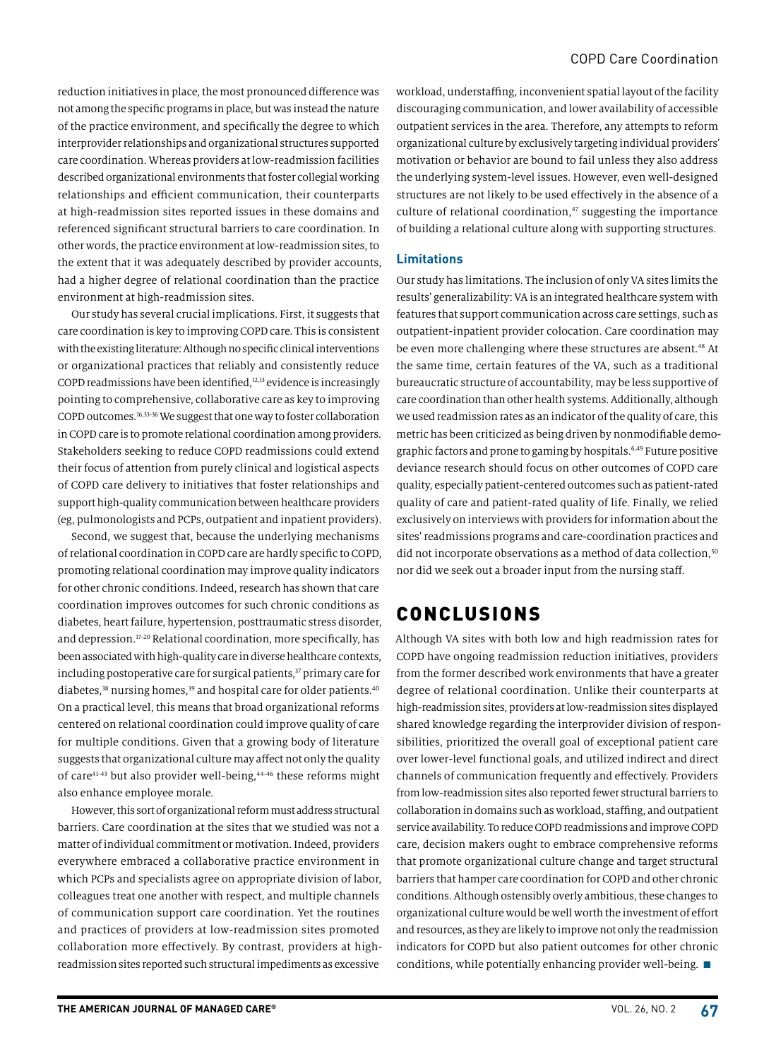reduction initiatives in place, the most pronounced difference was not among the specific programs in place, but was instead the nature of the practice environment, and specifically the degree to which interprovider relationships and organizational structures supported care coordination. Whereas providers at low-readmission facilities described organizational environments that foster collegial working relationships and efficient communication, their counterparts at high-readmission sites reported issues in these domains and referenced significant structural barriers to care coordination. In other words, the practice environment at low-readmission sites, to the extent that it was adequately described by provider accounts, had a higher degree of relational coordination than the practice environment at high-readmission sites.

Our study has several crucial implications. First, it suggests that care coordination is key to improving COPD care. This is consistent with the existing literature: Although no specific clinical interventions or organizational practices that reliably and consistently reduce COPD readmissions have been identified,[12,13] evidence is increasingly pointing to comprehensive, collaborative care as key to improving COPD outcomes.[16,33-36] We suggest that one way to foster collaboration in COPD care is to promote relational coordination among providers. Stakeholders seeking to reduce COPD readmissions could extend their focus of attention from purely clinical and logistical aspects of COPD care delivery to initiatives that foster relationships and support high-quality communication between healthcare providers (eg, pulmonologists and PCPs, outpatient and inpatient providers).

Second, we suggest that, because the underlying mechanisms of relational coordination in COPD care are hardly specific to COPD, promoting relational coordination may improve quality indicators for other chronic conditions. Indeed, research has shown that care coordination improves outcomes for such chronic conditions as diabetes, heart failure, hypertension, posttraumatic stress disorder, and depression.[17-20] Relational coordination, more specifically, has been associated with high-quality care in diverse healthcare contexts, including postoperative care for surgical patients,[37] primary care for diabetes,[38] nursing homes,[39] and hospital care for older patients.[40] On a practical level, this means that broad organizational reforms centered on relational coordination could improve quality of care for multiple conditions. Given that a growing body of literature suggests that organizational culture may affect not only the quality of care[41-43] but also provider well-being,[44-46] these reforms might also enhance employee morale.

However, this sort of organizational reform must address structural barriers. Care coordination at the sites that we studied was not a matter of individual commitment or motivation. Indeed, providers everywhere embraced a collaborative practice environment in which PCPs and specialists agree on appropriate division of labor, colleagues treat one another with respect, and multiple channels of communication support care coordination. Yet the routines and practices of providers at low-readmission sites promoted collaboration more effectively. By contrast, providers at high-readmission sites reported such structural impediments as excessive workload, understaffing, inconvenient spatial layout of the facility discouraging communication, and lower availability of accessible outpatient services in the area. Therefore, any attempts to reform organizational culture by exclusively targeting individual providers' motivation or behavior are bound to fail unless they also address the underlying system-level issues. However, even well-designed structures are not likely to be used effectively in the absence of a culture of relational coordination,[47] suggesting the importance of building a relational culture along with supporting structures.

### Limitations

Our study has limitations. The inclusion of only VA sites limits the results' generalizability: VA is an integrated healthcare system with features that support communication across care settings, such as outpatient-inpatient provider colocation. Care coordination may be even more challenging where these structures are absent.[48] At the same time, certain features of the VA, such as a traditional bureaucratic structure of accountability, may be less supportive of care coordination than other health systems. Additionally, although we used readmission rates as an indicator of the quality of care, this metric has been criticized as being driven by nonmodifiable demographic factors and prone to gaming by hospitals.[6,49] Future positive deviance research should focus on other outcomes of COPD care quality, especially patient-centered outcomes such as patient-rated quality of care and patient-rated quality of life. Finally, we relied exclusively on interviews with providers for information about the sites' readmissions programs and care-coordination practices and did not incorporate observations as a method of data collection,[50] nor did we seek out a broader input from the nursing staff.

## CONCLUSIONS

Although VA sites with both low and high readmission rates for COPD have ongoing readmission reduction initiatives, providers from the former described work environments that have a greater degree of relational coordination. Unlike their counterparts at high-readmission sites, providers at low-readmission sites displayed shared knowledge regarding the interprovider division of responsibilities, prioritized the overall goal of exceptional patient care over lower-level functional goals, and utilized indirect and direct channels of communication frequently and effectively. Providers from low-readmission sites also reported fewer structural barriers to collaboration in domains such as workload, staffing, and outpatient service availability. To reduce COPD readmissions and improve COPD care, decision makers ought to embrace comprehensive reforms that promote organizational culture change and target structural barriers that hamper care coordination for COPD and other chronic conditions. Although ostensibly overly ambitious, these changes to organizational culture would be well worth the investment of effort and resources, as they are likely to improve not only the readmission indicators for COPD but also patient outcomes for other chronic conditions, while potentially enhancing provider well-being. ■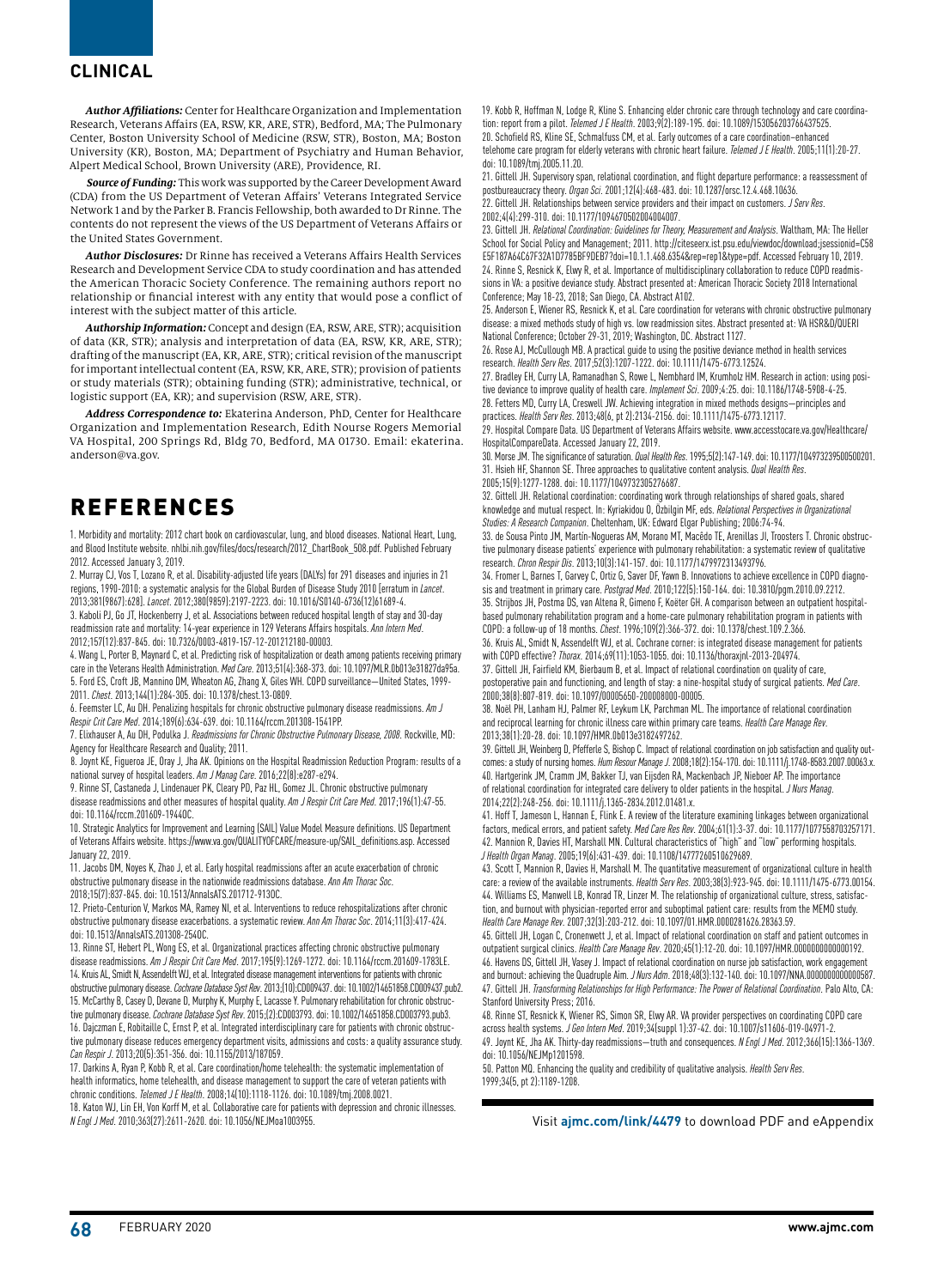***Author Affiliations:*** Center for Healthcare Organization and Implementation Research, Veterans Affairs (EA, RSW, KR, ARE, STR), Bedford, MA; The Pulmonary Center, Boston University School of Medicine (RSW, STR), Boston, MA; Boston University (KR), Boston, MA; Department of Psychiatry and Human Behavior, Alpert Medical School, Brown University (ARE), Providence, RI.

***Source of Funding:*** This work was supported by the Career Development Award (CDA) from the US Department of Veteran Affairs' Veterans Integrated Service Network 1 and by the Parker B. Francis Fellowship, both awarded to Dr Rinne. The contents do not represent the views of the US Department of Veterans Affairs or the United States Government.

***Author Disclosures:*** Dr Rinne has received a Veterans Affairs Health Services Research and Development Service CDA to study coordination and has attended the American Thoracic Society Conference. The remaining authors report no relationship or financial interest with any entity that would pose a conflict of interest with the subject matter of this article.

***Authorship Information:*** Concept and design (EA, RSW, ARE, STR); acquisition of data (KR, STR); analysis and interpretation of data (EA, RSW, KR, ARE, STR); drafting of the manuscript (EA, KR, ARE, STR); critical revision of the manuscript for important intellectual content (EA, RSW, KR, ARE, STR); provision of patients or study materials (STR); obtaining funding (STR); administrative, technical, or logistic support (EA, KR); and supervision (RSW, ARE, STR).

***Address Correspondence to:*** Ekaterina Anderson, PhD, Center for Healthcare Organization and Implementation Research, Edith Nourse Rogers Memorial VA Hospital, 200 Springs Rd, Bldg 70, Bedford, MA 01730. Email: ekaterina.anderson@va.gov.

# REFERENCES

1. Morbidity and mortality: 2012 chart book on cardiovascular, lung, and blood diseases. National Heart, Lung, and Blood Institute website. nhlbi.nih.gov/files/docs/research/2012_ChartBook_508.pdf. Published February 2012. Accessed January 3, 2019.
2. Murray CJ, Vos T, Lozano R, et al. Disability-adjusted life years (DALYs) for 291 diseases and injuries in 21 regions, 1990-2010: a systematic analysis for the Global Burden of Disease Study 2010 [erratum in *Lancet*. 2013;381(9867):628]. *Lancet*. 2012;380(9859):2197-2223. doi: 10.1016/S0140-6736(12)61689-4.
3. Kaboli PJ, Go JT, Hockenberry J, et al. Associations between reduced hospital length of stay and 30-day readmission rate and mortality: 14-year experience in 129 Veterans Affairs hospitals. *Ann Intern Med*. 2012;157(12):837-845. doi: 10.7326/0003-4819-157-12-201212180-00003.
4. Wang L, Porter B, Maynard C, et al. Predicting risk of hospitalization or death among patients receiving primary care in the Veterans Health Administration. *Med Care*. 2013;51(4):368-373. doi: 10.1097/MLR.0b013e31827da95a.
5. Ford ES, Croft JB, Mannino DM, Wheaton AG, Zhang X, Giles WH. COPD surveillance—United States, 1999-2011. *Chest*. 2013;144(1):284-305. doi: 10.1378/chest.13-0809.
6. Feemster LC, Au DH. Penalizing hospitals for chronic obstructive pulmonary disease readmissions. *Am J Respir Crit Care Med*. 2014;189(6):634-639. doi: 10.1164/rccm.201308-1541PP.
7. Elixhauser A, Au DH, Podulka J. *Readmissions for Chronic Obstructive Pulmonary Disease, 2008*. Rockville, MD: Agency for Healthcare Research and Quality; 2011.
8. Joynt KE, Figueroa JE, Oray J, Jha AK. Opinions on the Hospital Readmission Reduction Program: results of a national survey of hospital leaders. *Am J Manag Care*. 2016;22(8):e287-e294.
9. Rinne ST, Castaneda J, Lindenauer PK, Cleary PD, Paz HL, Gomez JL. Chronic obstructive pulmonary disease readmissions and other measures of hospital quality. *Am J Respir Crit Care Med*. 2017;196(1):47-55. doi: 10.1164/rccm.201609-1944OC.
10. Strategic Analytics for Improvement and Learning (SAIL) Value Model Measure definitions. US Department of Veterans Affairs website. https://www.va.gov/QUALITYOFCARE/measure-up/SAIL_definitions.asp. Accessed January 22, 2019.
11. Jacobs DM, Noyes K, Zhao J, et al. Early hospital readmissions after an acute exacerbation of chronic obstructive pulmonary disease in the nationwide readmissions database. *Ann Am Thorac Soc*. 2018;15(7):837-845. doi: 10.1513/AnnalsATS.201712-913OC.
12. Prieto-Centurion V, Markos MA, Ramey NI, et al. Interventions to reduce rehospitalizations after chronic obstructive pulmonary disease exacerbations. a systematic review. *Ann Am Thorac Soc*. 2014;11(3):417-424. doi: 10.1513/AnnalsATS.201308-254OC.
13. Rinne ST, Hebert PL, Wong ES, et al. Organizational practices affecting chronic obstructive pulmonary disease readmissions. *Am J Respir Crit Care Med*. 2017;195(9):1269-1272. doi: 10.1164/rccm.201609-1783LE.
14. Kruis AL, Smidt N, Assendelft WJ, et al. Integrated disease management interventions for patients with chronic obstructive pulmonary disease. *Cochrane Database Syst Rev*. 2013;(10):CD009437. doi: 10.1002/14651858.CD009437.pub2.
15. McCarthy B, Casey D, Devane D, Murphy K, Murphy E, Lacasse Y. Pulmonary rehabilitation for chronic obstructive pulmonary disease. *Cochrane Database Syst Rev*. 2015;(2):CD003793. doi: 10.1002/14651858.CD003793.pub3.
16. Dajczman E, Robitaille C, Ernst P, et al. Integrated interdisciplinary care for patients with chronic obstructive pulmonary disease reduces emergency department visits, admissions and costs: a quality assurance study. *Can Respir J*. 2013;20(5):351-356. doi: 10.1155/2013/187059.
17. Darkins A, Ryan P, Kobb R, et al. Care coordination/home telehealth: the systematic implementation of health informatics, home telehealth, and disease management to support the care of veteran patients with chronic conditions. *Telemed J E Health*. 2008;14(10):1118-1126. doi: 10.1089/tmj.2008.0021.
18. Katon WJ, Lin EH, Von Korff M, et al. Collaborative care for patients with depression and chronic illnesses. *N Engl J Med*. 2010;363(27):2611-2620. doi: 10.1056/NEJMoa1003955.
19. Kobb R, Hoffman N, Lodge R, Kline S. Enhancing elder chronic care through technology and care coordination: report from a pilot. *Telemed J E Health*. 2003;9(2):189-195. doi: 10.1089/153056203766437525.
20. Schofield RS, Kline SE, Schmalfuss CM, et al. Early outcomes of a care coordination–enhanced telehome care program for elderly veterans with chronic heart failure. *Telemed J E Health*. 2005;11(1):20-27. doi: 10.1089/tmj.2005.11.20.
21. Gittell JH. Supervisory span, relational coordination, and flight departure performance: a reassessment of postbureaucracy theory. *Organ Sci*. 2001;12(4):468-483. doi: 10.1287/orsc.12.4.468.10636.
22. Gittell JH. Relationships between service providers and their impact on customers. *J Serv Res*. 2002;4(4):299-310. doi: 10.1177/1094670502004004007.
23. Gittell JH. *Relational Coordination: Guidelines for Theory, Measurement and Analysis*. Waltham, MA: The Heller School for Social Policy and Management; 2011. http://citeseerx.ist.psu.edu/viewdoc/download;jsessionid=C58E5F187A64C67F32A1D7785BF9DEB7?doi=10.1.1.468.6354&rep=rep1&type=pdf. Accessed February 10, 2019.
24. Rinne S, Resnick K, Elwy R, et al. Importance of multidisciplinary collaboration to reduce COPD readmissions in VA: a positive deviance study. Abstract presented at: American Thoracic Society 2018 International Conference; May 18-23, 2018; San Diego, CA. Abstract A102.
25. Anderson E, Wiener RS, Resnick K, et al. Care coordination for veterans with chronic obstructive pulmonary disease: a mixed methods study of high vs. low readmission sites. Abstract presented at: VA HSR&D/QUERI National Conference; October 29-31, 2019; Washington, DC. Abstract 1127.
26. Rose AJ, McCullough MB. A practical guide to using the positive deviance method in health services research. *Health Serv Res*. 2017;52(3):1207-1222. doi: 10.1111/1475-6773.12524.
27. Bradley EH, Curry LA, Ramanadhan S, Rowe L, Nembhard IM, Krumholz HM. Research in action: using positive deviance to improve quality of health care. *Implement Sci*. 2009;4:25. doi: 10.1186/1748-5908-4-25.
28. Fetters MD, Curry LA, Creswell JW. Achieving integration in mixed methods designs—principles and practices. *Health Serv Res*. 2013;48(6, pt 2):2134-2156. doi: 10.1111/1475-6773.12117.
29. Hospital Compare Data. US Department of Veterans Affairs website. www.accesstocare.va.gov/Healthcare/HospitalCompareData. Accessed January 22, 2019.
30. Morse JM. The significance of saturation. *Qual Health Res*. 1995;5(2):147-149. doi: 10.1177/104973239500500201.
31. Hsieh HF, Shannon SE. Three approaches to qualitative content analysis. *Qual Health Res*. 2005;15(9):1277-1288. doi: 10.1177/1049732305276687.
32. Gittell JH. Relational coordination: coordinating work through relationships of shared goals, shared knowledge and mutual respect. In: Kyriakidou O, Özbilgin MF, eds. *Relational Perspectives in Organizational Studies: A Research Companion*. Cheltenham, UK: Edward Elgar Publishing; 2006:74-94.
33. de Sousa Pinto JM, Martín-Nogueras AM, Morano MT, Macêdo TE, Arenillas JI, Troosters T. Chronic obstructive pulmonary disease patients' experience with pulmonary rehabilitation: a systematic review of qualitative research. *Chron Respir Dis*. 2013;10(3):141-157. doi: 10.1177/1479972313493796.
34. Fromer L, Barnes T, Garvey C, Ortiz G, Saver DF, Yawn B. Innovations to achieve excellence in COPD diagnosis and treatment in primary care. *Postgrad Med*. 2010;122(5):150-164. doi: 10.3810/pgm.2010.09.2212.
35. Strijbos JH, Postma DS, van Altena R, Gimeno F, Koëter GH. A comparison between an outpatient hospital-based pulmonary rehabilitation program and a home-care pulmonary rehabilitation program in patients with COPD: a follow-up of 18 months. *Chest*. 1996;109(2):366-372. doi: 10.1378/chest.109.2.366.
36. Kruis AL, Smidt N, Assendelft WJ, et al. Cochrane corner: is integrated disease management for patients with COPD effective? *Thorax*. 2014;69(11):1053-1055. doi: 10.1136/thoraxjnl-2013-204974.
37. Gittell JH, Fairfield KM, Bierbaum B, et al. Impact of relational coordination on quality of care, postoperative pain and functioning, and length of stay: a nine-hospital study of surgical patients. *Med Care*. 2000;38(8):807-819. doi: 10.1097/00005650-200008000-00005.
38. Noël PH, Lanham HJ, Palmer RF, Leykum LK, Parchman ML. The importance of relational coordination and reciprocal learning for chronic illness care within primary care teams. *Health Care Manage Rev*. 2013;38(1):20-28. doi: 10.1097/HMR.0b013e3182497262.
39. Gittell JH, Weinberg D, Pfefferle S, Bishop C. Impact of relational coordination on job satisfaction and quality outcomes: a study of nursing homes. *Hum Resour Manage J*. 2008;18(2):154-170. doi: 10.1111/j.1748-8583.2007.00063.x.
40. Hartgerink JM, Cramm JM, Bakker TJ, van Eijsden RA, Mackenbach JP, Nieboer AP. The importance of relational coordination for integrated care delivery to older patients in the hospital. *J Nurs Manag*. 2014;22(2):248-256. doi: 10.1111/j.1365-2834.2012.01481.x.
41. Hoff T, Jameson L, Hannan E, Flink E. A review of the literature examining linkages between organizational factors, medical errors, and patient safety. *Med Care Res Rev*. 2004;61(1):3-37. doi: 10.1177/1077558703257171.
42. Mannion R, Davies HT, Marshall MN. Cultural characteristics of "high" and "low" performing hospitals. *J Health Organ Manag*. 2005;19(6):431-439. doi: 10.1108/14777260510629689.
43. Scott T, Mannion R, Davies H, Marshall M. The quantitative measurement of organizational culture in health care: a review of the available instruments. *Health Serv Res*. 2003;38(3):923-945. doi: 10.1111/1475-6773.00154.
44. Williams ES, Manwell LB, Konrad TR, Linzer M. The relationship of organizational culture, stress, satisfaction, and burnout with physician-reported error and suboptimal patient care: results from the MEMO study. *Health Care Manage Rev*. 2007;32(3):203-212. doi: 10.1097/01.HMR.0000281626.28363.59.
45. Gittell JH, Logan C, Cronenwett J, et al. Impact of relational coordination on staff and patient outcomes in outpatient surgical clinics. *Health Care Manage Rev*. 2020;45(1):12-20. doi: 10.1097/HMR.0000000000000192.
46. Havens DS, Gittell JH, Vasey J. Impact of relational coordination on nurse job satisfaction, work engagement and burnout: achieving the Quadruple Aim. *J Nurs Adm*. 2018;48(3):132-140. doi: 10.1097/NNA.0000000000000587.
47. Gittell JH. *Transforming Relationships for High Performance: The Power of Relational Coordination*. Palo Alto, CA: Stanford University Press; 2016.
48. Rinne ST, Resnick K, Wiener RS, Simon SR, Elwy AR. VA provider perspectives on coordinating COPD care across health systems. *J Gen Intern Med*. 2019;34(suppl 1):37-42. doi: 10.1007/s11606-019-04971-2.
49. Joynt KE, Jha AK. Thirty-day readmissions—truth and consequences. *N Engl J Med*. 2012;366(15):1366-1369. doi: 10.1056/NEJMp1201598.
50. Patton MQ. Enhancing the quality and credibility of qualitative analysis. *Health Serv Res*. 1999;34(5, pt 2):1189-1208.

Visit **ajmc.com/link/4479** to download PDF and eAppendix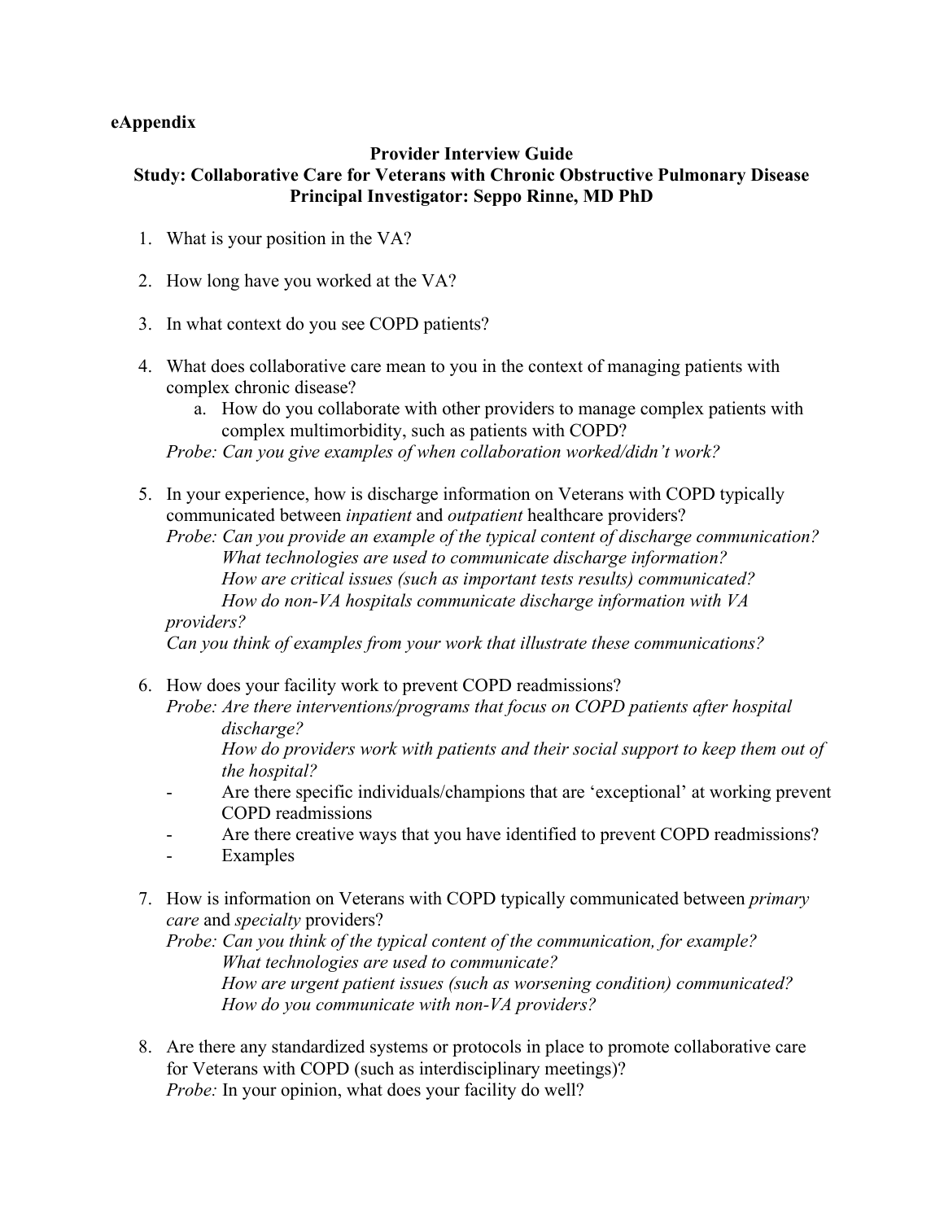**eAppendix**

**Provider Interview Guide**
**Study: Collaborative Care for Veterans with Chronic Obstructive Pulmonary Disease**
**Principal Investigator: Seppo Rinne, MD PhD**

1. What is your position in the VA?

2. How long have you worked at the VA?

3. In what context do you see COPD patients?

4. What does collaborative care mean to you in the context of managing patients with complex chronic disease?
    a. How do you collaborate with other providers to manage complex patients with complex multimorbidity, such as patients with COPD?

   *Probe: Can you give examples of when collaboration worked/didn't work?*

5. In your experience, how is discharge information on Veterans with COPD typically communicated between *inpatient* and *outpatient* healthcare providers?

   *Probe: Can you provide an example of the typical content of discharge communication?*
   *What technologies are used to communicate discharge information?*
   *How are critical issues (such as important tests results) communicated?*
   *How do non-VA hospitals communicate discharge information with VA providers?*
   *Can you think of examples from your work that illustrate these communications?*

6. How does your facility work to prevent COPD readmissions?

   *Probe: Are there interventions/programs that focus on COPD patients after hospital discharge?*
   *How do providers work with patients and their social support to keep them out of the hospital?*
   - Are there specific individuals/champions that are 'exceptional' at working prevent COPD readmissions
   - Are there creative ways that you have identified to prevent COPD readmissions?
   - Examples

7. How is information on Veterans with COPD typically communicated between *primary care* and *specialty* providers?

   *Probe: Can you think of the typical content of the communication, for example?*
   *What technologies are used to communicate?*
   *How are urgent patient issues (such as worsening condition) communicated?*
   *How do you communicate with non-VA providers?*

8. Are there any standardized systems or protocols in place to promote collaborative care for Veterans with COPD (such as interdisciplinary meetings)?

   *Probe:* In your opinion, what does your facility do well?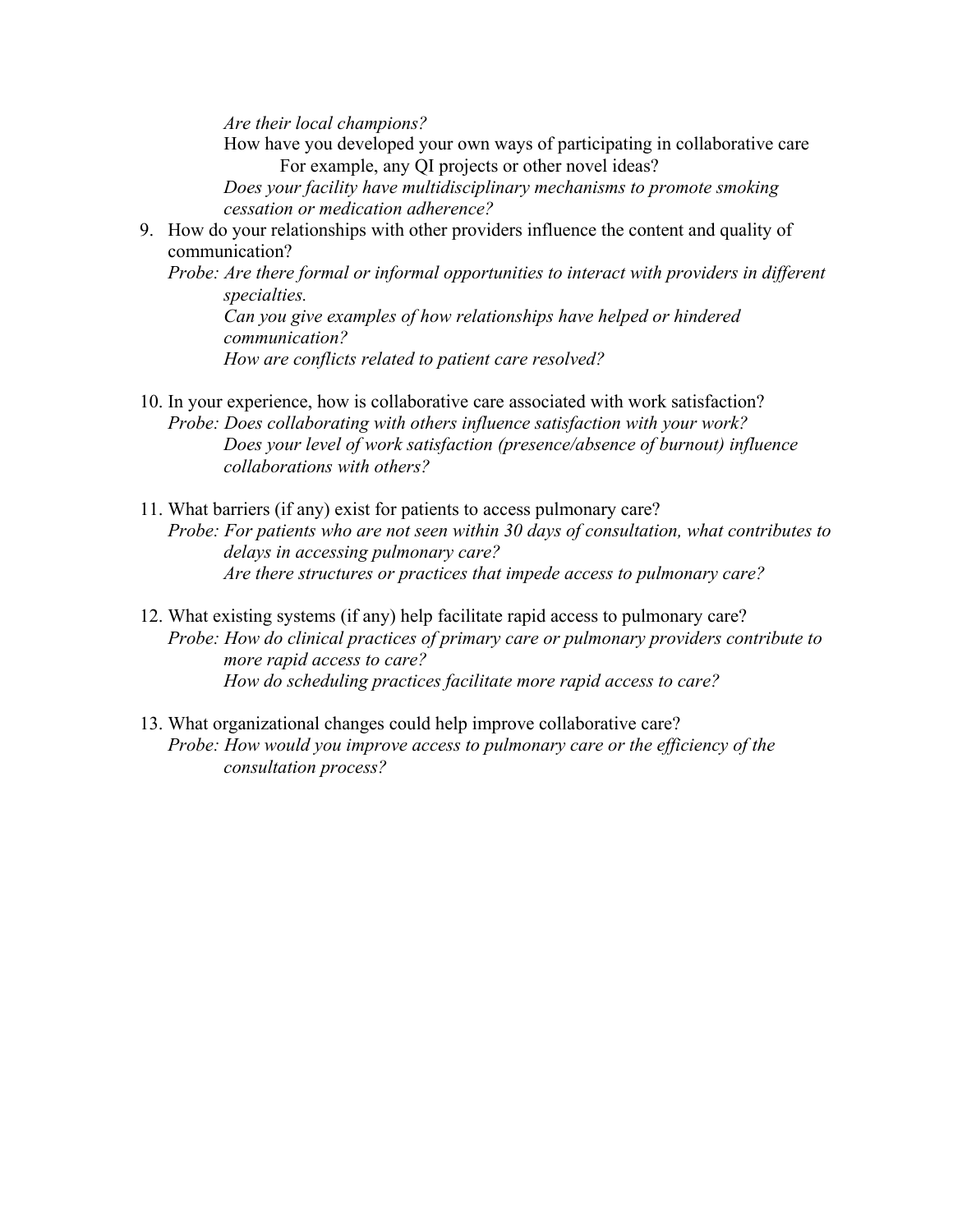*Are their local champions?*

How have you developed your own ways of participating in collaborative care

For example, any QI projects or other novel ideas?

*Does your facility have multidisciplinary mechanisms to promote smoking cessation or medication adherence?*

9. How do your relationships with other providers influence the content and quality of communication?

   *Probe: Are there formal or informal opportunities to interact with providers in different specialties.*

   *Can you give examples of how relationships have helped or hindered communication?*

   *How are conflicts related to patient care resolved?*

10. In your experience, how is collaborative care associated with work satisfaction?

    *Probe: Does collaborating with others influence satisfaction with your work?*

    *Does your level of work satisfaction (presence/absence of burnout) influence collaborations with others?*

11. What barriers (if any) exist for patients to access pulmonary care?

    *Probe: For patients who are not seen within 30 days of consultation, what contributes to delays in accessing pulmonary care?*

    *Are there structures or practices that impede access to pulmonary care?*

12. What existing systems (if any) help facilitate rapid access to pulmonary care?

    *Probe: How do clinical practices of primary care or pulmonary providers contribute to more rapid access to care?*

    *How do scheduling practices facilitate more rapid access to care?*

13. What organizational changes could help improve collaborative care?

    *Probe: How would you improve access to pulmonary care or the efficiency of the consultation process?*